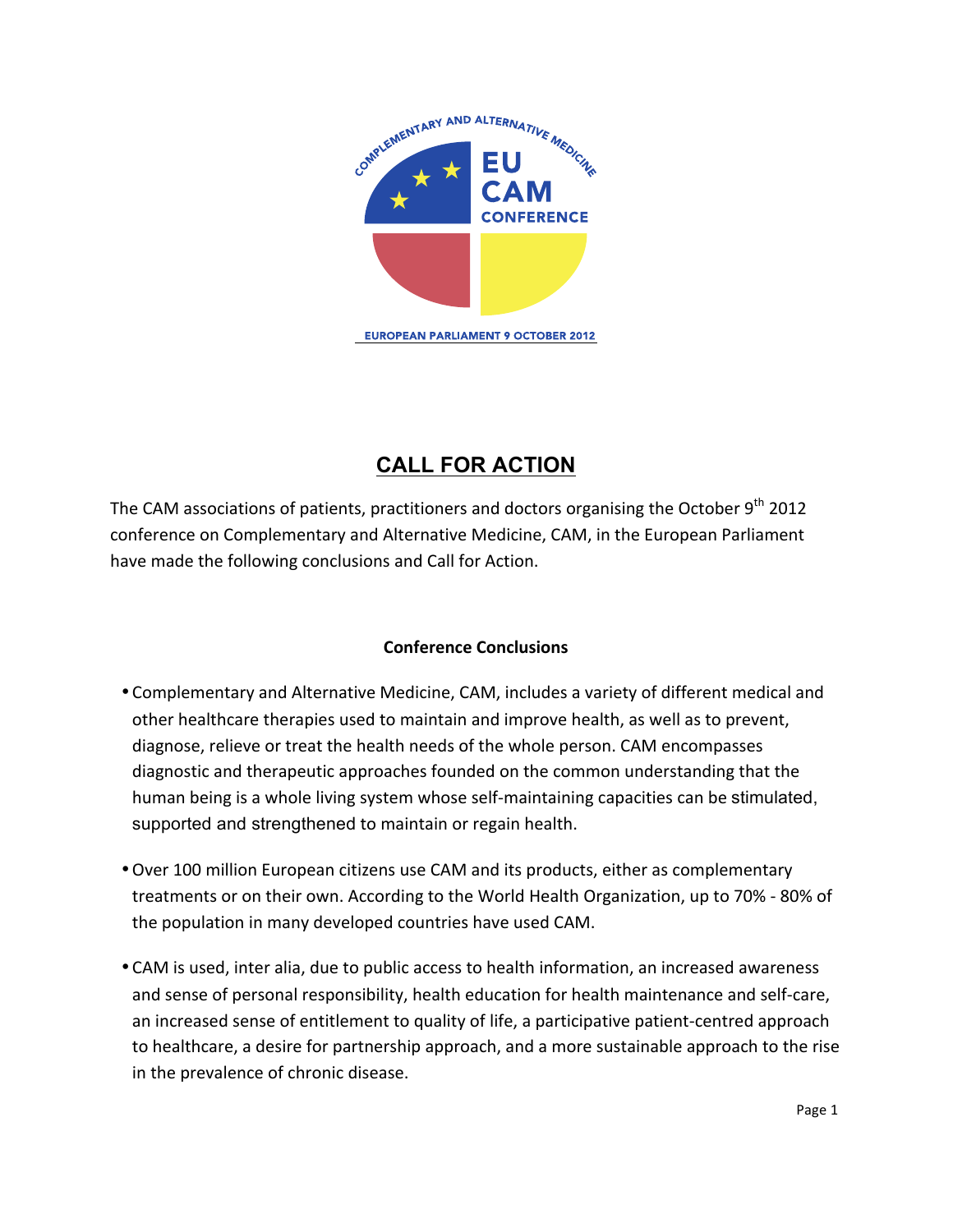COMPLEMENTARY AND ALTERNATIVE MEDICINE

EU CAM CONFERENCE

EUROPEAN PARLIAMENT 9 OCTOBER 2012

# CALL FOR ACTION

The CAM associations of patients, practitioners and doctors organising the October 9th 2012 conference on Complementary and Alternative Medicine, CAM, in the European Parliament have made the following conclusions and Call for Action.

### Conference Conclusions

- Complementary and Alternative Medicine, CAM, includes a variety of different medical and other healthcare therapies used to maintain and improve health, as well as to prevent, diagnose, relieve or treat the health needs of the whole person. CAM encompasses diagnostic and therapeutic approaches founded on the common understanding that the human being is a whole living system whose self-maintaining capacities can be stimulated, supported and strengthened to maintain or regain health.
- Over 100 million European citizens use CAM and its products, either as complementary treatments or on their own. According to the World Health Organization, up to 70% - 80% of the population in many developed countries have used CAM.
- CAM is used, inter alia, due to public access to health information, an increased awareness and sense of personal responsibility, health education for health maintenance and self-care, an increased sense of entitlement to quality of life, a participative patient-centred approach to healthcare, a desire for partnership approach, and a more sustainable approach to the rise in the prevalence of chronic disease.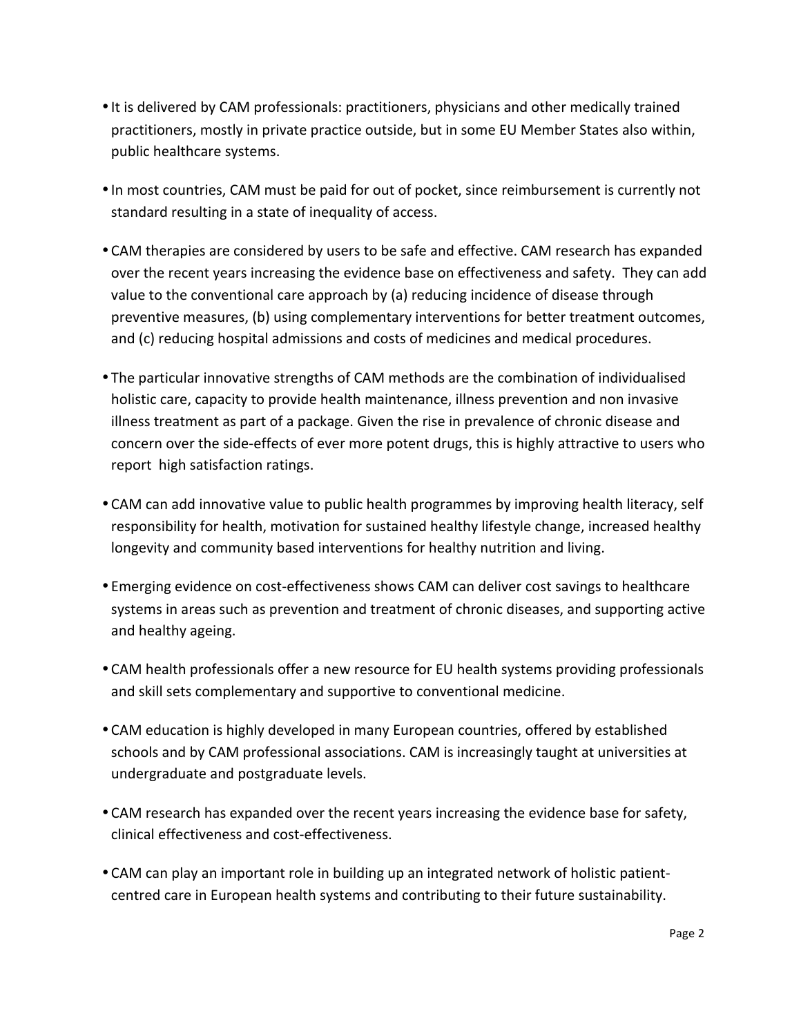- It is delivered by CAM professionals: practitioners, physicians and other medically trained practitioners, mostly in private practice outside, but in some EU Member States also within, public healthcare systems.

- In most countries, CAM must be paid for out of pocket, since reimbursement is currently not standard resulting in a state of inequality of access.

- CAM therapies are considered by users to be safe and effective. CAM research has expanded over the recent years increasing the evidence base on effectiveness and safety. They can add value to the conventional care approach by (a) reducing incidence of disease through preventive measures, (b) using complementary interventions for better treatment outcomes, and (c) reducing hospital admissions and costs of medicines and medical procedures.

- The particular innovative strengths of CAM methods are the combination of individualised holistic care, capacity to provide health maintenance, illness prevention and non invasive illness treatment as part of a package. Given the rise in prevalence of chronic disease and concern over the side-effects of ever more potent drugs, this is highly attractive to users who report high satisfaction ratings.

- CAM can add innovative value to public health programmes by improving health literacy, self responsibility for health, motivation for sustained healthy lifestyle change, increased healthy longevity and community based interventions for healthy nutrition and living.

- Emerging evidence on cost-effectiveness shows CAM can deliver cost savings to healthcare systems in areas such as prevention and treatment of chronic diseases, and supporting active and healthy ageing.

- CAM health professionals offer a new resource for EU health systems providing professionals and skill sets complementary and supportive to conventional medicine.

- CAM education is highly developed in many European countries, offered by established schools and by CAM professional associations. CAM is increasingly taught at universities at undergraduate and postgraduate levels.

- CAM research has expanded over the recent years increasing the evidence base for safety, clinical effectiveness and cost-effectiveness.

- CAM can play an important role in building up an integrated network of holistic patient-centred care in European health systems and contributing to their future sustainability.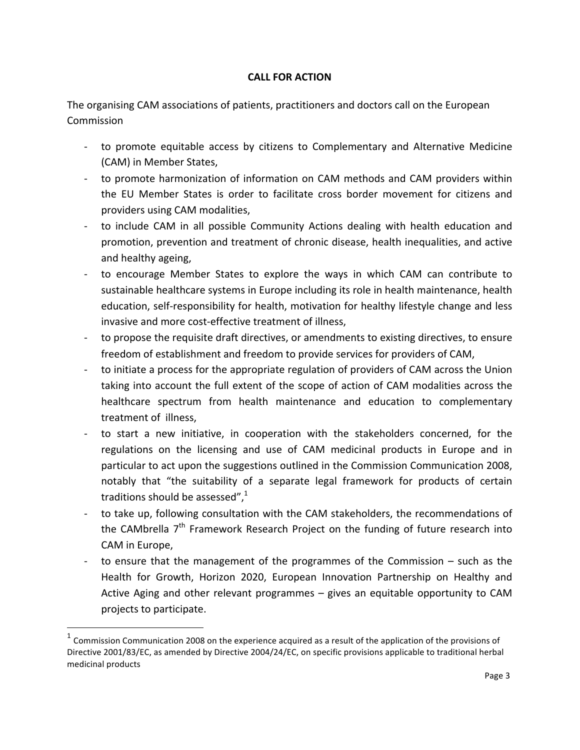**CALL FOR ACTION**

The organising CAM associations of patients, practitioners and doctors call on the European Commission

- to promote equitable access by citizens to Complementary and Alternative Medicine (CAM) in Member States,
- to promote harmonization of information on CAM methods and CAM providers within the EU Member States is order to facilitate cross border movement for citizens and providers using CAM modalities,
- to include CAM in all possible Community Actions dealing with health education and promotion, prevention and treatment of chronic disease, health inequalities, and active and healthy ageing,
- to encourage Member States to explore the ways in which CAM can contribute to sustainable healthcare systems in Europe including its role in health maintenance, health education, self-responsibility for health, motivation for healthy lifestyle change and less invasive and more cost-effective treatment of illness,
- to propose the requisite draft directives, or amendments to existing directives, to ensure freedom of establishment and freedom to provide services for providers of CAM,
- to initiate a process for the appropriate regulation of providers of CAM across the Union taking into account the full extent of the scope of action of CAM modalities across the healthcare spectrum from health maintenance and education to complementary treatment of illness,
- to start a new initiative, in cooperation with the stakeholders concerned, for the regulations on the licensing and use of CAM medicinal products in Europe and in particular to act upon the suggestions outlined in the Commission Communication 2008, notably that "the suitability of a separate legal framework for products of certain traditions should be assessed",[1]
- to take up, following consultation with the CAM stakeholders, the recommendations of the CAMbrella 7th Framework Research Project on the funding of future research into CAM in Europe,
- to ensure that the management of the programmes of the Commission – such as the Health for Growth, Horizon 2020, European Innovation Partnership on Healthy and Active Aging and other relevant programmes – gives an equitable opportunity to CAM projects to participate.

---

[1] Commission Communication 2008 on the experience acquired as a result of the application of the provisions of Directive 2001/83/EC, as amended by Directive 2004/24/EC, on specific provisions applicable to traditional herbal medicinal products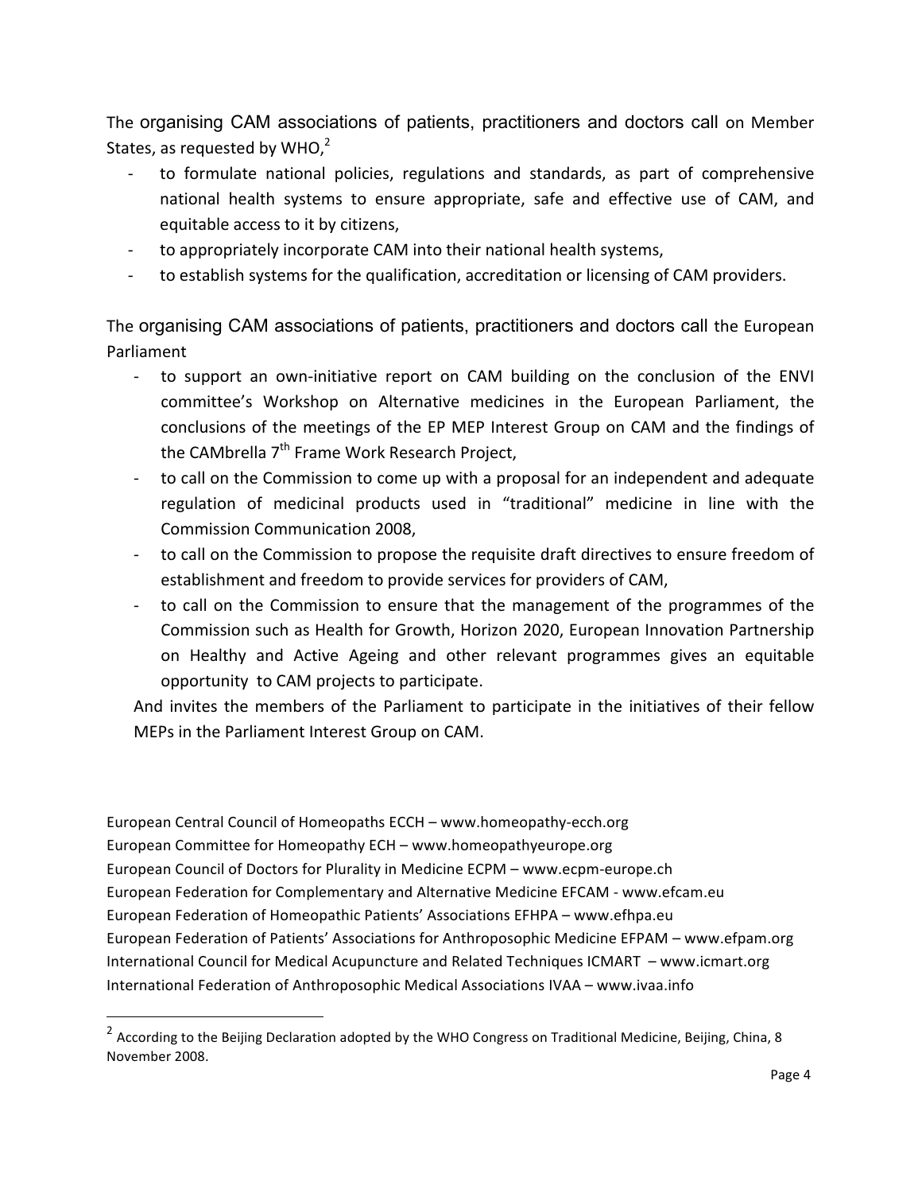The organising CAM associations of patients, practitioners and doctors call on Member States, as requested by WHO,[2]

- to formulate national policies, regulations and standards, as part of comprehensive national health systems to ensure appropriate, safe and effective use of CAM, and equitable access to it by citizens,
- to appropriately incorporate CAM into their national health systems,
- to establish systems for the qualification, accreditation or licensing of CAM providers.

The organising CAM associations of patients, practitioners and doctors call the European Parliament

- to support an own-initiative report on CAM building on the conclusion of the ENVI committee's Workshop on Alternative medicines in the European Parliament, the conclusions of the meetings of the EP MEP Interest Group on CAM and the findings of the CAMbrella 7th Frame Work Research Project,
- to call on the Commission to come up with a proposal for an independent and adequate regulation of medicinal products used in "traditional" medicine in line with the Commission Communication 2008,
- to call on the Commission to propose the requisite draft directives to ensure freedom of establishment and freedom to provide services for providers of CAM,
- to call on the Commission to ensure that the management of the programmes of the Commission such as Health for Growth, Horizon 2020, European Innovation Partnership on Healthy and Active Ageing and other relevant programmes gives an equitable opportunity to CAM projects to participate.

And invites the members of the Parliament to participate in the initiatives of their fellow MEPs in the Parliament Interest Group on CAM.

European Central Council of Homeopaths ECCH – www.homeopathy-ecch.org
European Committee for Homeopathy ECH – www.homeopathyeurope.org
European Council of Doctors for Plurality in Medicine ECPM – www.ecpm-europe.ch
European Federation for Complementary and Alternative Medicine EFCAM - www.efcam.eu
European Federation of Homeopathic Patients' Associations EFHPA – www.efhpa.eu
European Federation of Patients' Associations for Anthroposophic Medicine EFPAM – www.efpam.org
International Council for Medical Acupuncture and Related Techniques ICMART – www.icmart.org
International Federation of Anthroposophic Medical Associations IVAA – www.ivaa.info

[2] According to the Beijing Declaration adopted by the WHO Congress on Traditional Medicine, Beijing, China, 8 November 2008.